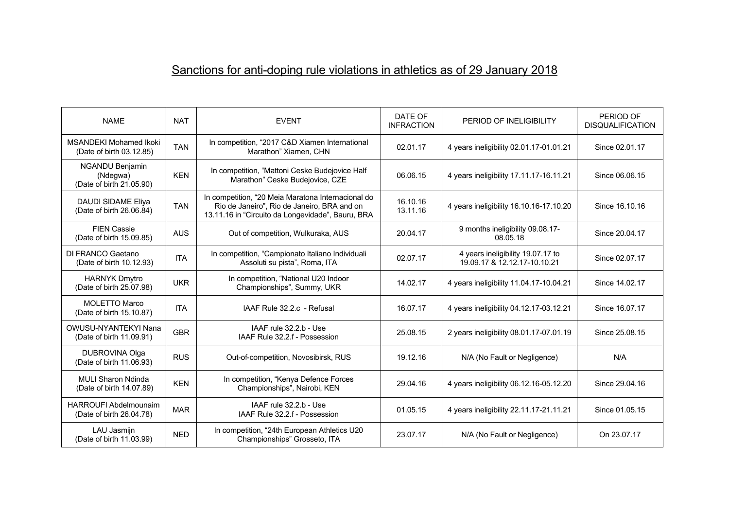# Sanctions for anti-doping rule violations in athletics as of 29 January 2018

| NAME | NAT | EVENT | DATE OF INFRACTION | PERIOD OF INELIGIBILITY | PERIOD OF DISQUALIFICATION |
|---|---|---|---|---|---|
| MSANDEKI Mohamed Ikoki (Date of birth 03.12.85) | TAN | In competition, "2017 C&D Xiamen International Marathon" Xiamen, CHN | 02.01.17 | 4 years ineligibility 02.01.17-01.01.21 | Since 02.01.17 |
| NGANDU Benjamin (Ndegwa) (Date of birth 21.05.90) | KEN | In competition, "Mattoni Ceske Budejovice Half Marathon" Ceske Budejovice, CZE | 06.06.15 | 4 years ineligibility 17.11.17-16.11.21 | Since 06.06.15 |
| DAUDI SIDAME Eliya (Date of birth 26.06.84) | TAN | In competition, "20 Meia Maratona Internacional do Rio de Janeiro", Rio de Janeiro, BRA and on 13.11.16 in "Circuito da Longevidade", Bauru, BRA | 16.10.16 13.11.16 | 4 years ineligibility 16.10.16-17.10.20 | Since 16.10.16 |
| FIEN Cassie (Date of birth 15.09.85) | AUS | Out of competition, Wulkuraka, AUS | 20.04.17 | 9 months ineligibility 09.08.17-08.05.18 | Since 20.04.17 |
| DI FRANCO Gaetano (Date of birth 10.12.93) | ITA | In competition, "Campionato Italiano Individuali Assoluti su pista", Roma, ITA | 02.07.17 | 4 years ineligibility 19.07.17 to 19.09.17 & 12.12.17-10.10.21 | Since 02.07.17 |
| HARNYK Dmytro (Date of birth 25.07.98) | UKR | In competition, "National U20 Indoor Championships", Summy, UKR | 14.02.17 | 4 years ineligibility 11.04.17-10.04.21 | Since 14.02.17 |
| MOLETTO Marco (Date of birth 15.10.87) | ITA | IAAF Rule 32.2.c - Refusal | 16.07.17 | 4 years ineligibility 04.12.17-03.12.21 | Since 16.07.17 |
| OWUSU-NYANTEKYI Nana (Date of birth 11.09.91) | GBR | IAAF rule 32.2.b - Use IAAF Rule 32.2.f - Possession | 25.08.15 | 2 years ineligibility 08.01.17-07.01.19 | Since 25.08.15 |
| DUBROVINA Olga (Date of birth 11.06.93) | RUS | Out-of-competition, Novosibirsk, RUS | 19.12.16 | N/A (No Fault or Negligence) | N/A |
| MULI Sharon Ndinda (Date of birth 14.07.89) | KEN | In competition, "Kenya Defence Forces Championships", Nairobi, KEN | 29.04.16 | 4 years ineligibility 06.12.16-05.12.20 | Since 29.04.16 |
| HARROUFI Abdelmounaim (Date of birth 26.04.78) | MAR | IAAF rule 32.2.b - Use IAAF Rule 32.2.f - Possession | 01.05.15 | 4 years ineligibility 22.11.17-21.11.21 | Since 01.05.15 |
| LAU Jasmijn (Date of birth 11.03.99) | NED | In competition, "24th European Athletics U20 Championships" Grosseto, ITA | 23.07.17 | N/A (No Fault or Negligence) | On 23.07.17 |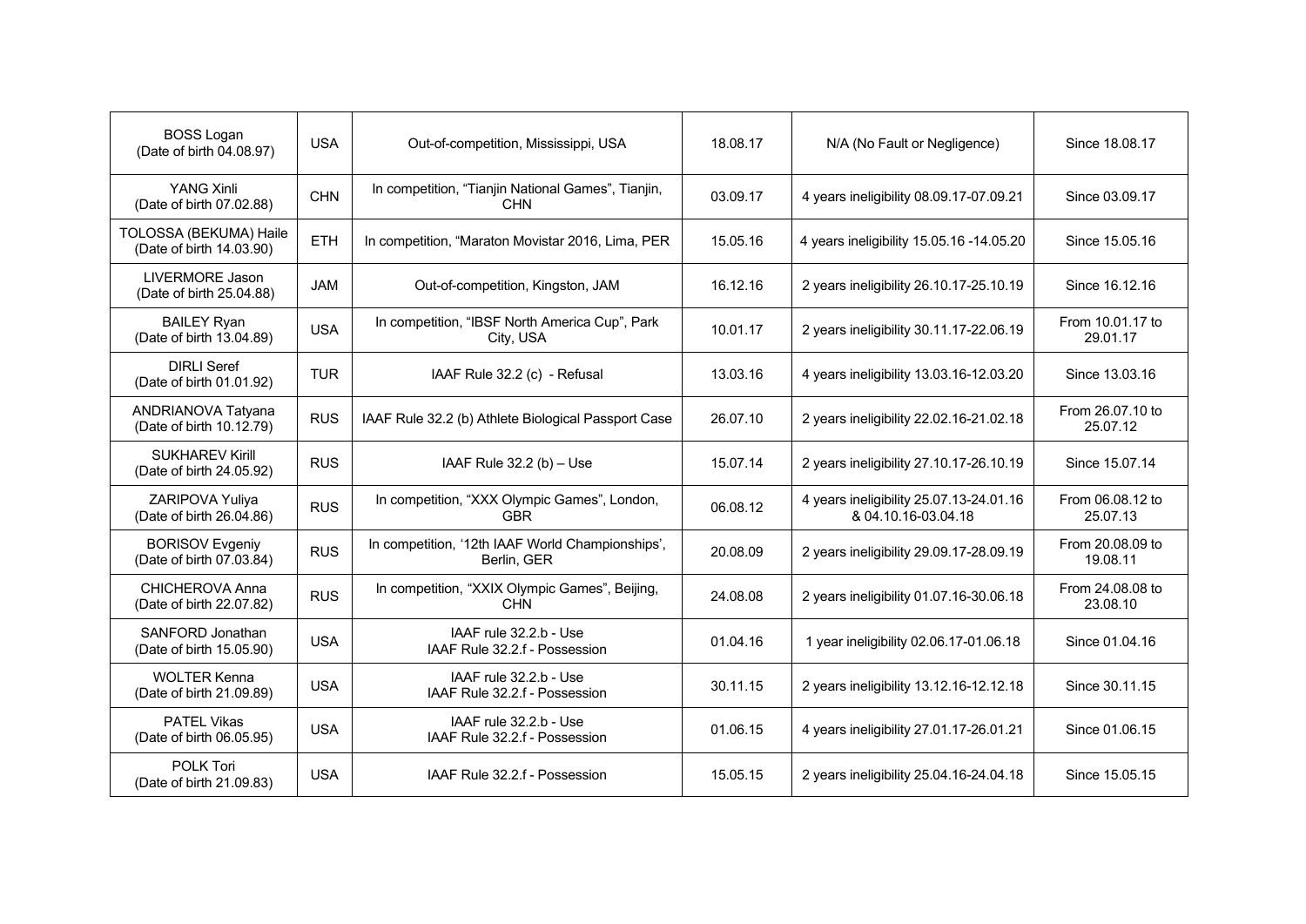| BOSS Logan (Date of birth 04.08.97) | USA | Out-of-competition, Mississippi, USA | 18.08.17 | N/A (No Fault or Negligence) | Since 18.08.17 |
|---|---|---|---|---|---|
| YANG Xinli (Date of birth 07.02.88) | CHN | In competition, "Tianjin National Games", Tianjin, CHN | 03.09.17 | 4 years ineligibility 08.09.17-07.09.21 | Since 03.09.17 |
| TOLOSSA (BEKUMA) Haile (Date of birth 14.03.90) | ETH | In competition, "Maraton Movistar 2016, Lima, PER | 15.05.16 | 4 years ineligibility 15.05.16 -14.05.20 | Since 15.05.16 |
| LIVERMORE Jason (Date of birth 25.04.88) | JAM | Out-of-competition, Kingston, JAM | 16.12.16 | 2 years ineligibility 26.10.17-25.10.19 | Since 16.12.16 |
| BAILEY Ryan (Date of birth 13.04.89) | USA | In competition, "IBSF North America Cup", Park City, USA | 10.01.17 | 2 years ineligibility 30.11.17-22.06.19 | From 10.01.17 to 29.01.17 |
| DIRLI Seref (Date of birth 01.01.92) | TUR | IAAF Rule 32.2 (c) - Refusal | 13.03.16 | 4 years ineligibility 13.03.16-12.03.20 | Since 13.03.16 |
| ANDRIANOVA Tatyana (Date of birth 10.12.79) | RUS | IAAF Rule 32.2 (b) Athlete Biological Passport Case | 26.07.10 | 2 years ineligibility 22.02.16-21.02.18 | From 26.07.10 to 25.07.12 |
| SUKHAREV Kirill (Date of birth 24.05.92) | RUS | IAAF Rule 32.2 (b) – Use | 15.07.14 | 2 years ineligibility 27.10.17-26.10.19 | Since 15.07.14 |
| ZARIPOVA Yuliya (Date of birth 26.04.86) | RUS | In competition, "XXX Olympic Games", London, GBR | 06.08.12 | 4 years ineligibility 25.07.13-24.01.16 & 04.10.16-03.04.18 | From 06.08.12 to 25.07.13 |
| BORISOV Evgeniy (Date of birth 07.03.84) | RUS | In competition, '12th IAAF World Championships', Berlin, GER | 20.08.09 | 2 years ineligibility 29.09.17-28.09.19 | From 20.08.09 to 19.08.11 |
| CHICHEROVA Anna (Date of birth 22.07.82) | RUS | In competition, "XXIX Olympic Games", Beijing, CHN | 24.08.08 | 2 years ineligibility 01.07.16-30.06.18 | From 24.08.08 to 23.08.10 |
| SANFORD Jonathan (Date of birth 15.05.90) | USA | IAAF rule 32.2.b - Use IAAF Rule 32.2.f - Possession | 01.04.16 | 1 year ineligibility 02.06.17-01.06.18 | Since 01.04.16 |
| WOLTER Kenna (Date of birth 21.09.89) | USA | IAAF rule 32.2.b - Use IAAF Rule 32.2.f - Possession | 30.11.15 | 2 years ineligibility 13.12.16-12.12.18 | Since 30.11.15 |
| PATEL Vikas (Date of birth 06.05.95) | USA | IAAF rule 32.2.b - Use IAAF Rule 32.2.f - Possession | 01.06.15 | 4 years ineligibility 27.01.17-26.01.21 | Since 01.06.15 |
| POLK Tori (Date of birth 21.09.83) | USA | IAAF Rule 32.2.f - Possession | 15.05.15 | 2 years ineligibility 25.04.16-24.04.18 | Since 15.05.15 |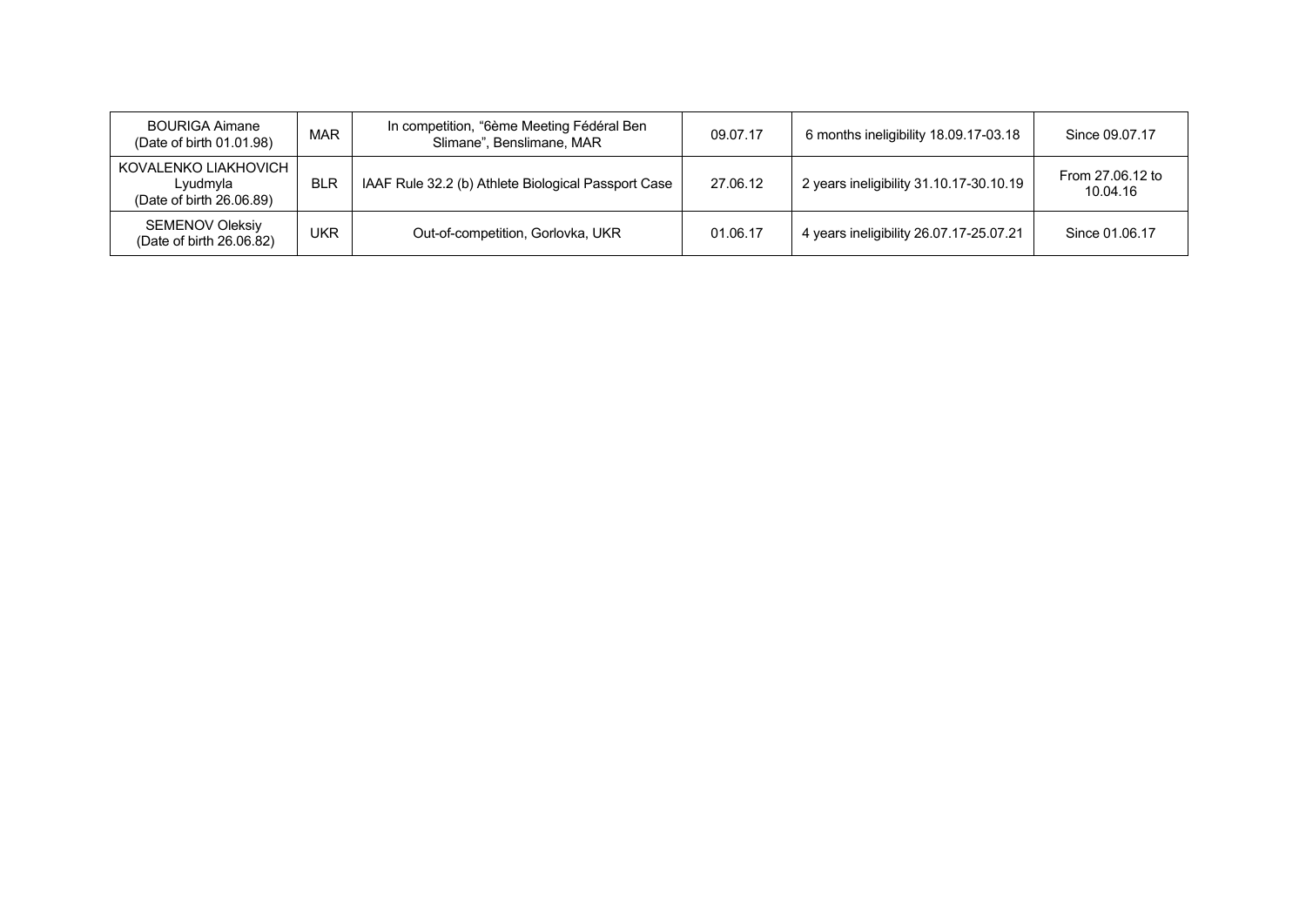| | | | | | |
|---|---|---|---|---|---|
| BOURIGA Aimane (Date of birth 01.01.98) | MAR | In competition, "6ème Meeting Fédéral Ben Slimane", Benslimane, MAR | 09.07.17 | 6 months ineligibility 18.09.17-03.18 | Since 09.07.17 |
| KOVALENKO LIAKHOVICH Lyudmyla (Date of birth 26.06.89) | BLR | IAAF Rule 32.2 (b) Athlete Biological Passport Case | 27.06.12 | 2 years ineligibility 31.10.17-30.10.19 | From 27.06.12 to 10.04.16 |
| SEMENOV Oleksiy (Date of birth 26.06.82) | UKR | Out-of-competition, Gorlovka, UKR | 01.06.17 | 4 years ineligibility 26.07.17-25.07.21 | Since 01.06.17 |